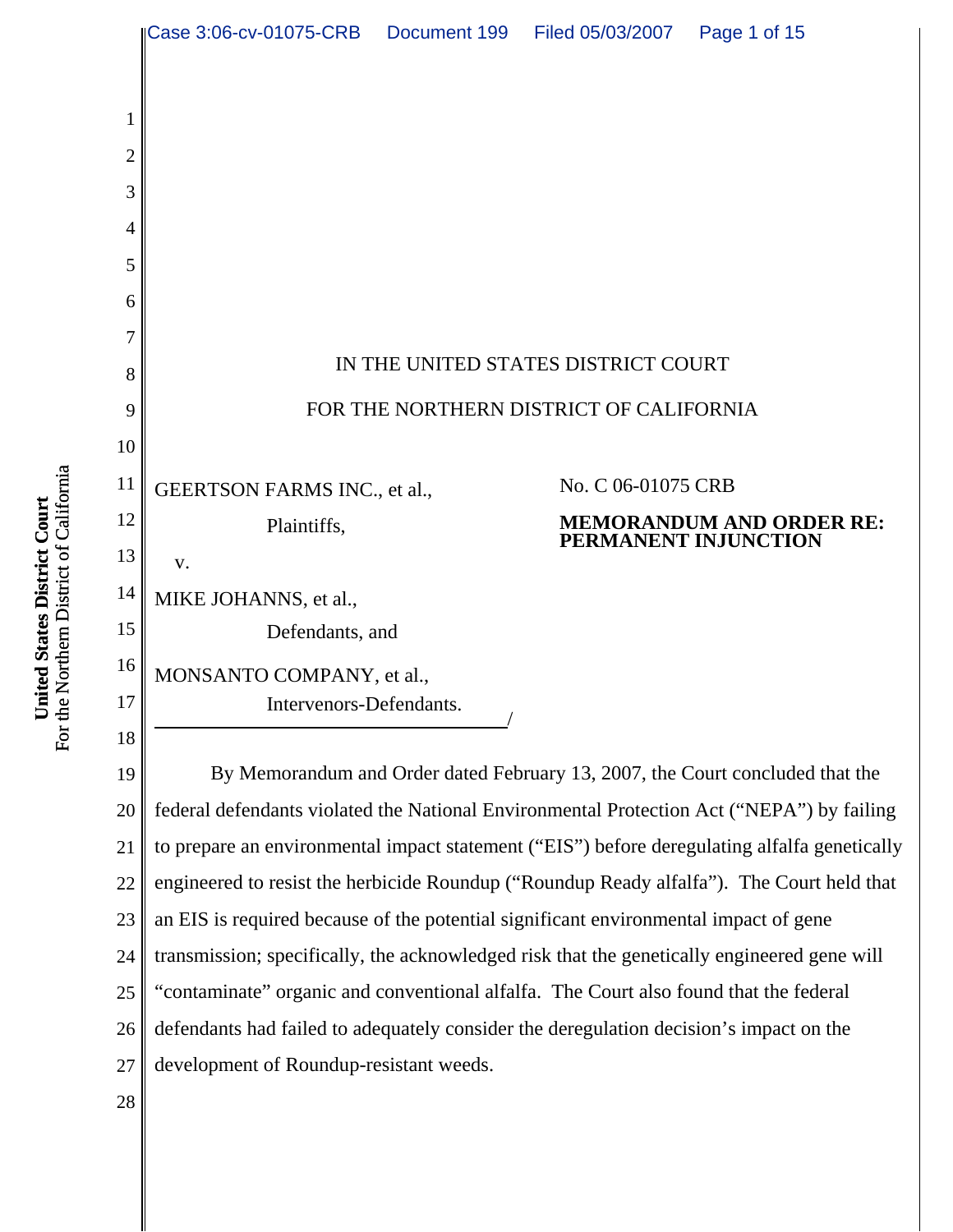IN THE UNITED STATES DISTRICT COURT

FOR THE NORTHERN DISTRICT OF CALIFORNIA

GEERTSON FARMS INC., et al.,

Plaintiffs,

v.

MIKE JOHANNS, et al.,

Defendants, and

MONSANTO COMPANY, et al.,

Intervenors-Defendants.

No. C 06-01075 CRB

**MEMORANDUM AND ORDER RE: PERMANENT INJUNCTION**

By Memorandum and Order dated February 13, 2007, the Court concluded that the federal defendants violated the National Environmental Protection Act ("NEPA") by failing to prepare an environmental impact statement ("EIS") before deregulating alfalfa genetically engineered to resist the herbicide Roundup ("Roundup Ready alfalfa"). The Court held that an EIS is required because of the potential significant environmental impact of gene transmission; specifically, the acknowledged risk that the genetically engineered gene will "contaminate" organic and conventional alfalfa. The Court also found that the federal defendants had failed to adequately consider the deregulation decision's impact on the development of Roundup-resistant weeds.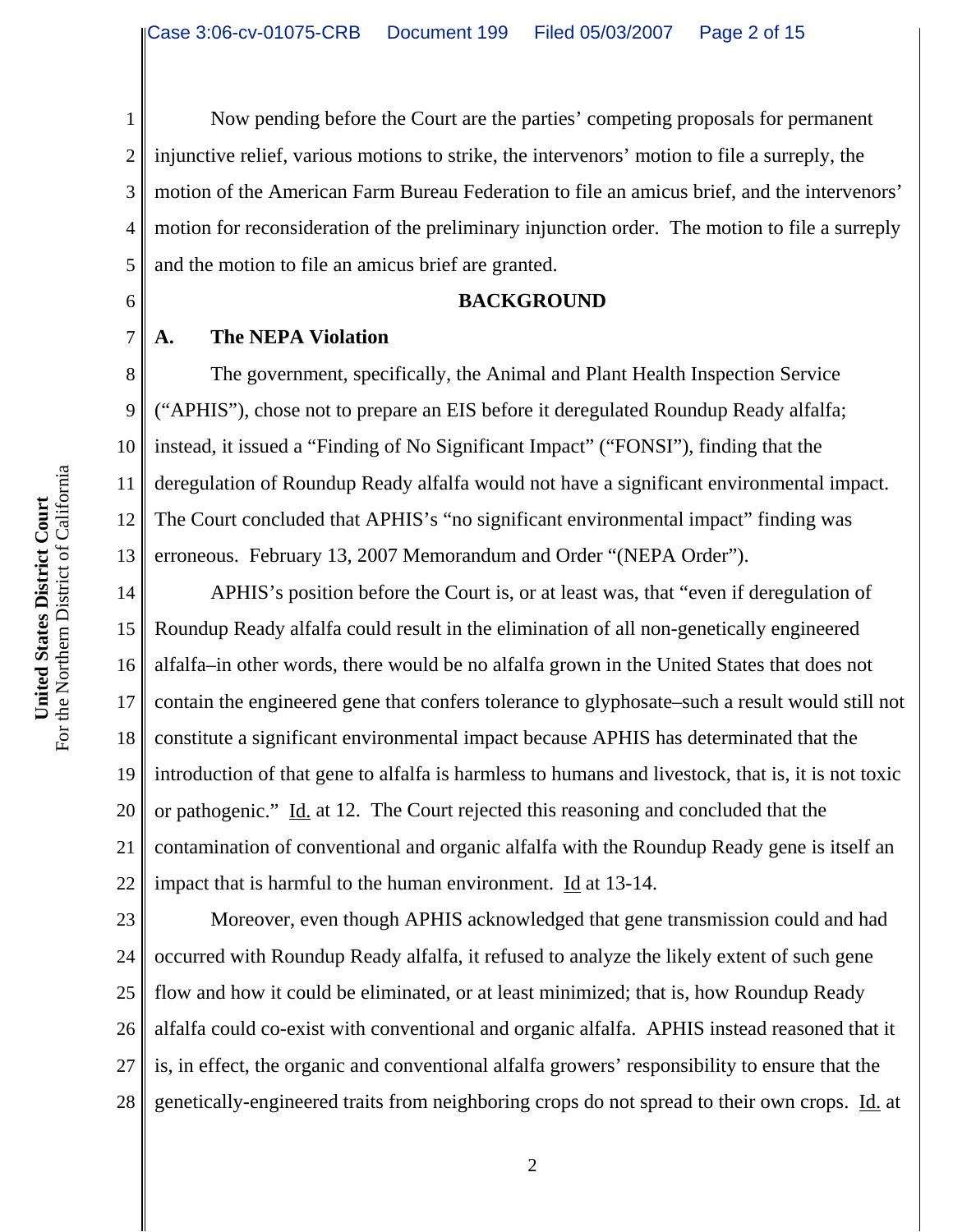Now pending before the Court are the parties' competing proposals for permanent injunctive relief, various motions to strike, the intervenors' motion to file a surreply, the motion of the American Farm Bureau Federation to file an amicus brief, and the intervenors' motion for reconsideration of the preliminary injunction order. The motion to file a surreply and the motion to file an amicus brief are granted.

## BACKGROUND

### A. The NEPA Violation

The government, specifically, the Animal and Plant Health Inspection Service ("APHIS"), chose not to prepare an EIS before it deregulated Roundup Ready alfalfa; instead, it issued a "Finding of No Significant Impact" ("FONSI"), finding that the deregulation of Roundup Ready alfalfa would not have a significant environmental impact. The Court concluded that APHIS's "no significant environmental impact" finding was erroneous. February 13, 2007 Memorandum and Order "(NEPA Order").

APHIS's position before the Court is, or at least was, that "even if deregulation of Roundup Ready alfalfa could result in the elimination of all non-genetically engineered alfalfa–in other words, there would be no alfalfa grown in the United States that does not contain the engineered gene that confers tolerance to glyphosate–such a result would still not constitute a significant environmental impact because APHIS has determinated that the introduction of that gene to alfalfa is harmless to humans and livestock, that is, it is not toxic or pathogenic." Id. at 12. The Court rejected this reasoning and concluded that the contamination of conventional and organic alfalfa with the Roundup Ready gene is itself an impact that is harmful to the human environment. Id at 13-14.

Moreover, even though APHIS acknowledged that gene transmission could and had occurred with Roundup Ready alfalfa, it refused to analyze the likely extent of such gene flow and how it could be eliminated, or at least minimized; that is, how Roundup Ready alfalfa could co-exist with conventional and organic alfalfa. APHIS instead reasoned that it is, in effect, the organic and conventional alfalfa growers' responsibility to ensure that the genetically-engineered traits from neighboring crops do not spread to their own crops. Id. at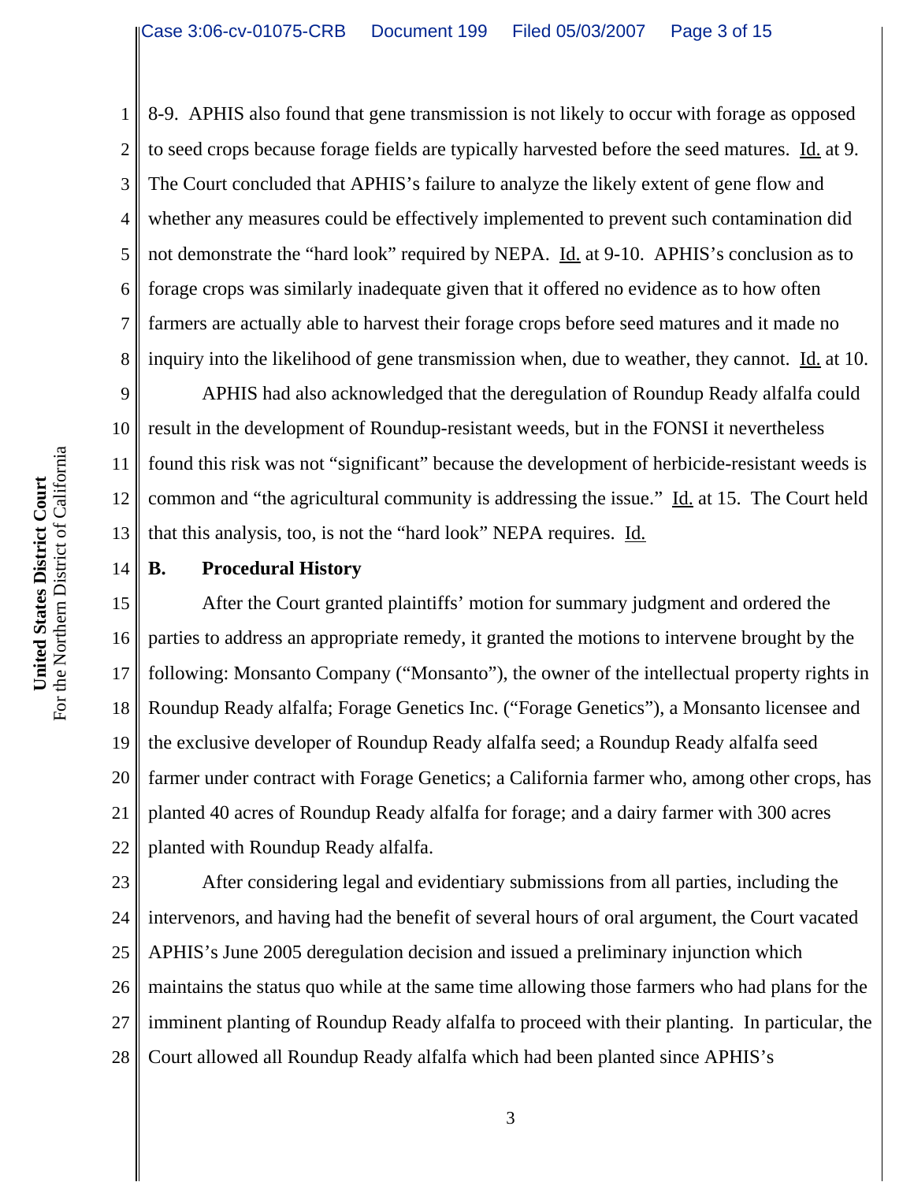8-9. APHIS also found that gene transmission is not likely to occur with forage as opposed to seed crops because forage fields are typically harvested before the seed matures. Id. at 9. The Court concluded that APHIS's failure to analyze the likely extent of gene flow and whether any measures could be effectively implemented to prevent such contamination did not demonstrate the "hard look" required by NEPA. Id. at 9-10. APHIS's conclusion as to forage crops was similarly inadequate given that it offered no evidence as to how often farmers are actually able to harvest their forage crops before seed matures and it made no inquiry into the likelihood of gene transmission when, due to weather, they cannot. Id. at 10.

APHIS had also acknowledged that the deregulation of Roundup Ready alfalfa could result in the development of Roundup-resistant weeds, but in the FONSI it nevertheless found this risk was not "significant" because the development of herbicide-resistant weeds is common and "the agricultural community is addressing the issue." Id. at 15. The Court held that this analysis, too, is not the "hard look" NEPA requires. Id.

**B. Procedural History**

After the Court granted plaintiffs' motion for summary judgment and ordered the parties to address an appropriate remedy, it granted the motions to intervene brought by the following: Monsanto Company ("Monsanto"), the owner of the intellectual property rights in Roundup Ready alfalfa; Forage Genetics Inc. ("Forage Genetics"), a Monsanto licensee and the exclusive developer of Roundup Ready alfalfa seed; a Roundup Ready alfalfa seed farmer under contract with Forage Genetics; a California farmer who, among other crops, has planted 40 acres of Roundup Ready alfalfa for forage; and a dairy farmer with 300 acres planted with Roundup Ready alfalfa.

After considering legal and evidentiary submissions from all parties, including the intervenors, and having had the benefit of several hours of oral argument, the Court vacated APHIS's June 2005 deregulation decision and issued a preliminary injunction which maintains the status quo while at the same time allowing those farmers who had plans for the imminent planting of Roundup Ready alfalfa to proceed with their planting. In particular, the Court allowed all Roundup Ready alfalfa which had been planted since APHIS's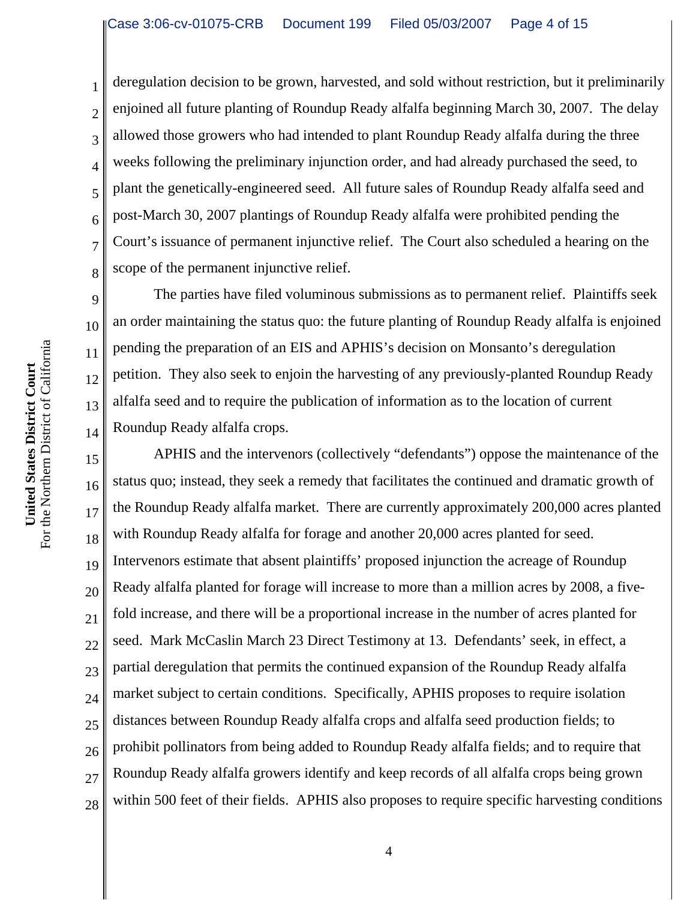deregulation decision to be grown, harvested, and sold without restriction, but it preliminarily enjoined all future planting of Roundup Ready alfalfa beginning March 30, 2007. The delay allowed those growers who had intended to plant Roundup Ready alfalfa during the three weeks following the preliminary injunction order, and had already purchased the seed, to plant the genetically-engineered seed. All future sales of Roundup Ready alfalfa seed and post-March 30, 2007 plantings of Roundup Ready alfalfa were prohibited pending the Court's issuance of permanent injunctive relief. The Court also scheduled a hearing on the scope of the permanent injunctive relief.

The parties have filed voluminous submissions as to permanent relief. Plaintiffs seek an order maintaining the status quo: the future planting of Roundup Ready alfalfa is enjoined pending the preparation of an EIS and APHIS's decision on Monsanto's deregulation petition. They also seek to enjoin the harvesting of any previously-planted Roundup Ready alfalfa seed and to require the publication of information as to the location of current Roundup Ready alfalfa crops.

APHIS and the intervenors (collectively "defendants") oppose the maintenance of the status quo; instead, they seek a remedy that facilitates the continued and dramatic growth of the Roundup Ready alfalfa market. There are currently approximately 200,000 acres planted with Roundup Ready alfalfa for forage and another 20,000 acres planted for seed. Intervenors estimate that absent plaintiffs' proposed injunction the acreage of Roundup Ready alfalfa planted for forage will increase to more than a million acres by 2008, a five-fold increase, and there will be a proportional increase in the number of acres planted for seed. Mark McCaslin March 23 Direct Testimony at 13. Defendants' seek, in effect, a partial deregulation that permits the continued expansion of the Roundup Ready alfalfa market subject to certain conditions. Specifically, APHIS proposes to require isolation distances between Roundup Ready alfalfa crops and alfalfa seed production fields; to prohibit pollinators from being added to Roundup Ready alfalfa fields; and to require that Roundup Ready alfalfa growers identify and keep records of all alfalfa crops being grown within 500 feet of their fields. APHIS also proposes to require specific harvesting conditions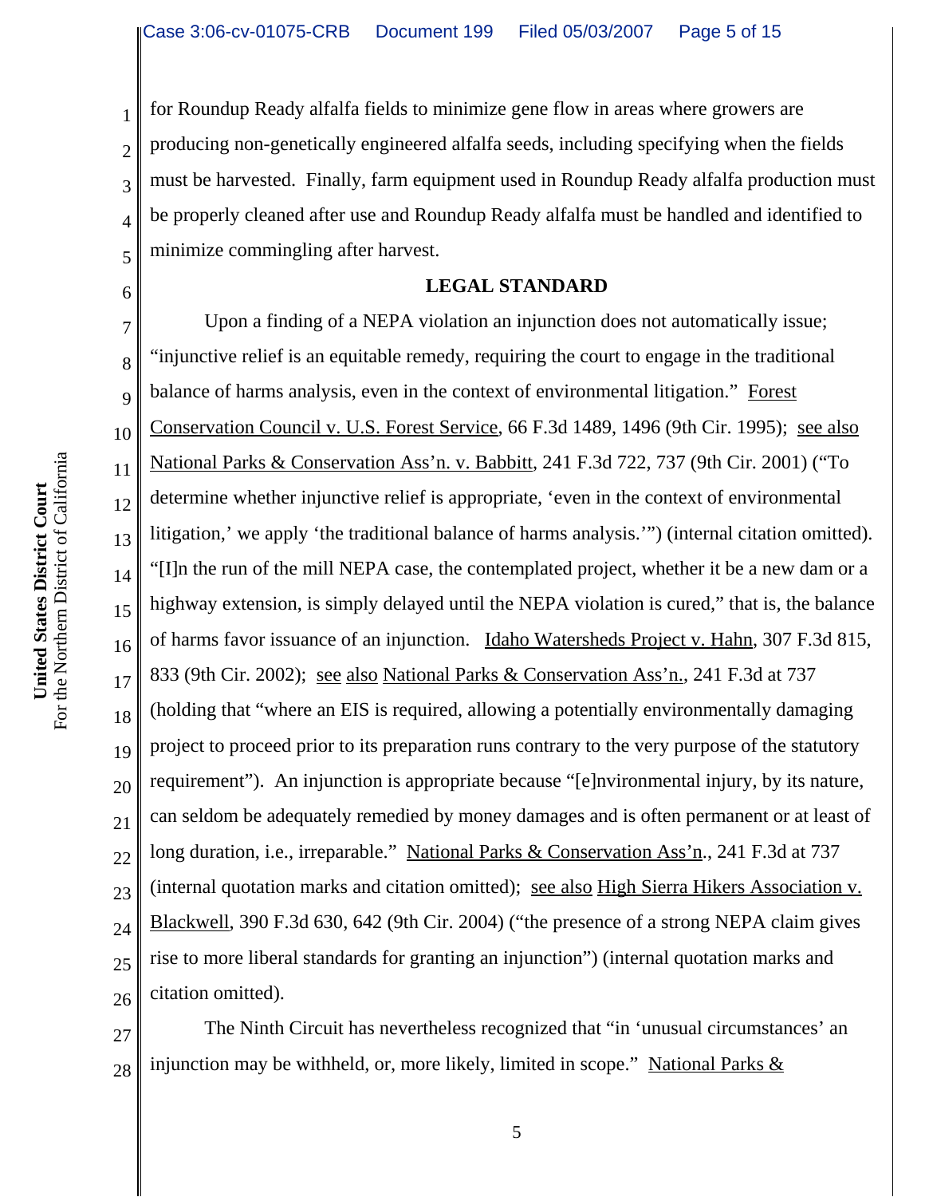for Roundup Ready alfalfa fields to minimize gene flow in areas where growers are producing non-genetically engineered alfalfa seeds, including specifying when the fields must be harvested. Finally, farm equipment used in Roundup Ready alfalfa production must be properly cleaned after use and Roundup Ready alfalfa must be handled and identified to minimize commingling after harvest.

## LEGAL STANDARD

Upon a finding of a NEPA violation an injunction does not automatically issue; "injunctive relief is an equitable remedy, requiring the court to engage in the traditional balance of harms analysis, even in the context of environmental litigation." Forest Conservation Council v. U.S. Forest Service, 66 F.3d 1489, 1496 (9th Cir. 1995); see also National Parks & Conservation Ass'n. v. Babbitt, 241 F.3d 722, 737 (9th Cir. 2001) ("To determine whether injunctive relief is appropriate, 'even in the context of environmental litigation,' we apply 'the traditional balance of harms analysis.'") (internal citation omitted). "[I]n the run of the mill NEPA case, the contemplated project, whether it be a new dam or a highway extension, is simply delayed until the NEPA violation is cured," that is, the balance of harms favor issuance of an injunction. Idaho Watersheds Project v. Hahn, 307 F.3d 815, 833 (9th Cir. 2002); see also National Parks & Conservation Ass'n., 241 F.3d at 737 (holding that "where an EIS is required, allowing a potentially environmentally damaging project to proceed prior to its preparation runs contrary to the very purpose of the statutory requirement"). An injunction is appropriate because "[e]nvironmental injury, by its nature, can seldom be adequately remedied by money damages and is often permanent or at least of long duration, i.e., irreparable." National Parks & Conservation Ass'n., 241 F.3d at 737 (internal quotation marks and citation omitted); see also High Sierra Hikers Association v. Blackwell, 390 F.3d 630, 642 (9th Cir. 2004) ("the presence of a strong NEPA claim gives rise to more liberal standards for granting an injunction") (internal quotation marks and citation omitted).

The Ninth Circuit has nevertheless recognized that "in 'unusual circumstances' an injunction may be withheld, or, more likely, limited in scope." National Parks &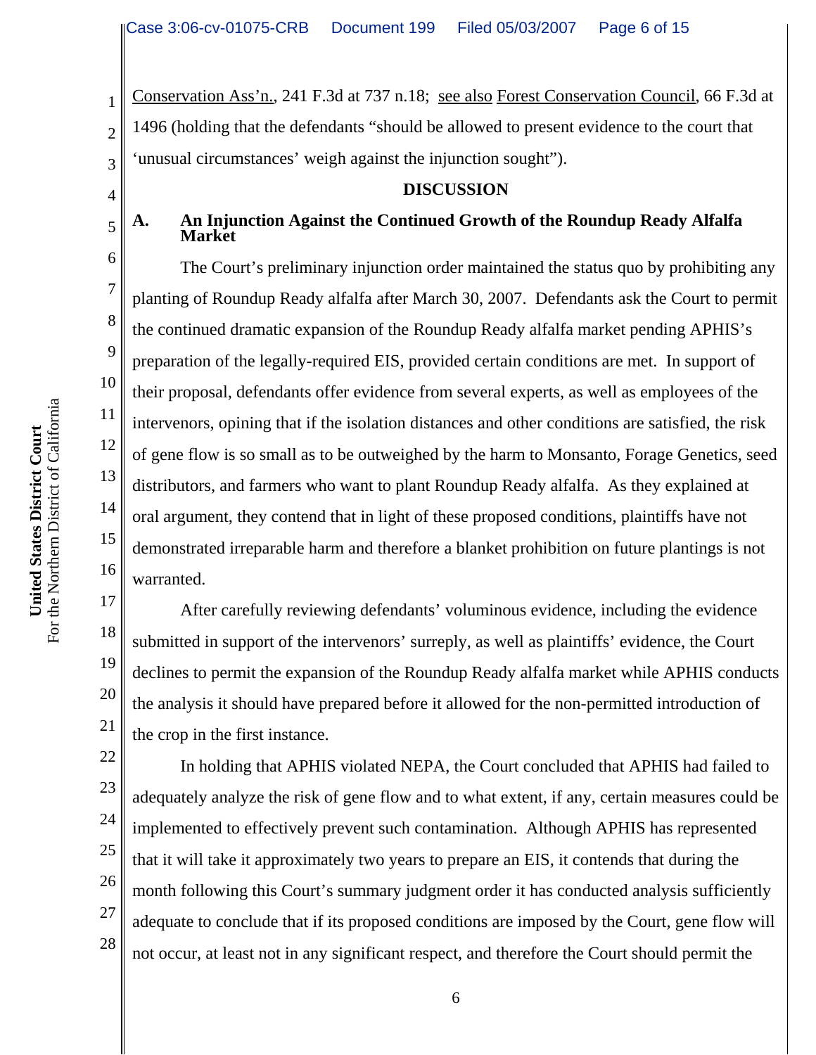Conservation Ass'n., 241 F.3d at 737 n.18; see also Forest Conservation Council, 66 F.3d at 1496 (holding that the defendants "should be allowed to present evidence to the court that 'unusual circumstances' weigh against the injunction sought").

## DISCUSSION

### A. An Injunction Against the Continued Growth of the Roundup Ready Alfalfa Market

The Court's preliminary injunction order maintained the status quo by prohibiting any planting of Roundup Ready alfalfa after March 30, 2007. Defendants ask the Court to permit the continued dramatic expansion of the Roundup Ready alfalfa market pending APHIS's preparation of the legally-required EIS, provided certain conditions are met. In support of their proposal, defendants offer evidence from several experts, as well as employees of the intervenors, opining that if the isolation distances and other conditions are satisfied, the risk of gene flow is so small as to be outweighed by the harm to Monsanto, Forage Genetics, seed distributors, and farmers who want to plant Roundup Ready alfalfa. As they explained at oral argument, they contend that in light of these proposed conditions, plaintiffs have not demonstrated irreparable harm and therefore a blanket prohibition on future plantings is not warranted.

After carefully reviewing defendants' voluminous evidence, including the evidence submitted in support of the intervenors' surreply, as well as plaintiffs' evidence, the Court declines to permit the expansion of the Roundup Ready alfalfa market while APHIS conducts the analysis it should have prepared before it allowed for the non-permitted introduction of the crop in the first instance.

In holding that APHIS violated NEPA, the Court concluded that APHIS had failed to adequately analyze the risk of gene flow and to what extent, if any, certain measures could be implemented to effectively prevent such contamination. Although APHIS has represented that it will take it approximately two years to prepare an EIS, it contends that during the month following this Court's summary judgment order it has conducted analysis sufficiently adequate to conclude that if its proposed conditions are imposed by the Court, gene flow will not occur, at least not in any significant respect, and therefore the Court should permit the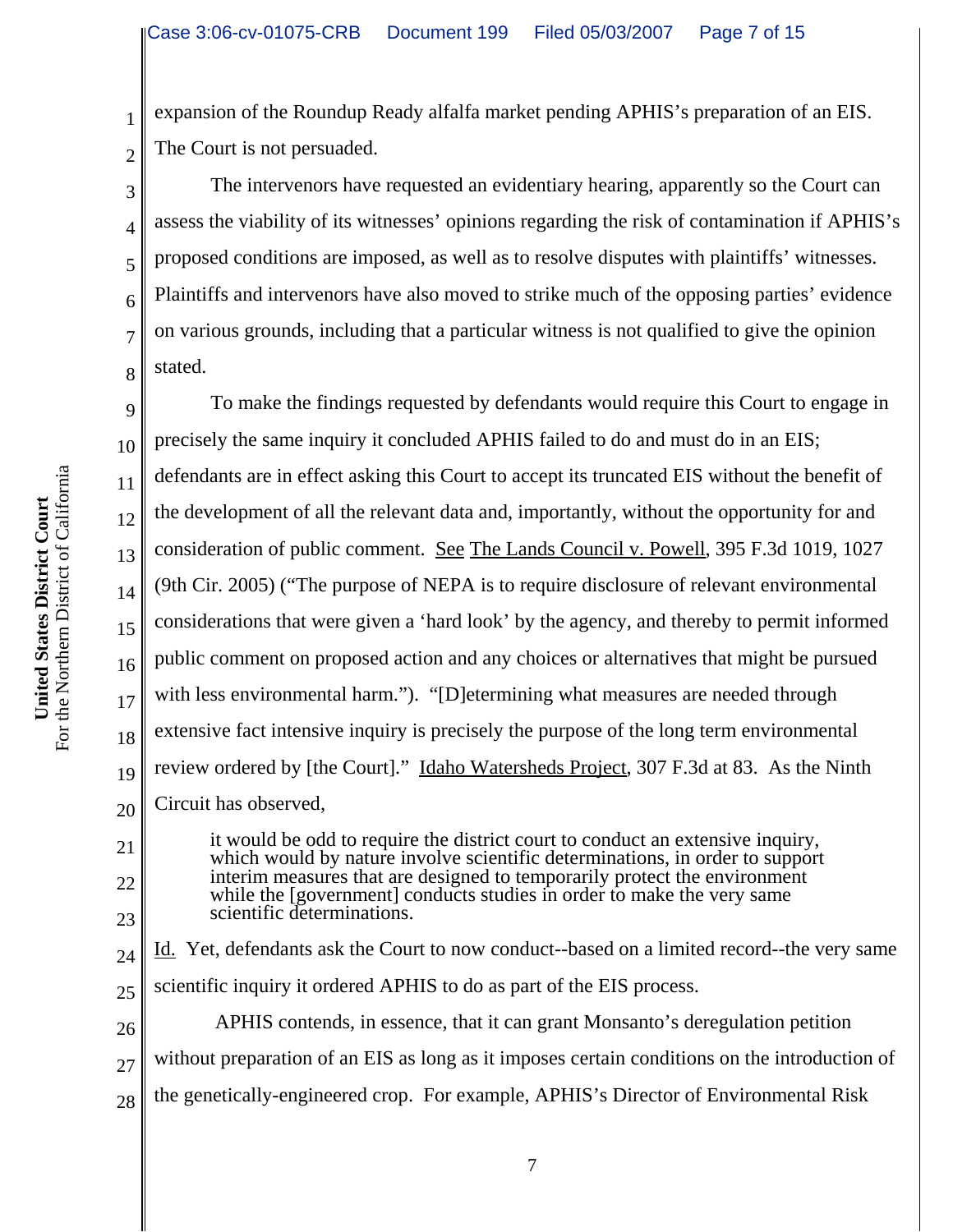expansion of the Roundup Ready alfalfa market pending APHIS's preparation of an EIS. The Court is not persuaded.

The intervenors have requested an evidentiary hearing, apparently so the Court can assess the viability of its witnesses' opinions regarding the risk of contamination if APHIS's proposed conditions are imposed, as well as to resolve disputes with plaintiffs' witnesses. Plaintiffs and intervenors have also moved to strike much of the opposing parties' evidence on various grounds, including that a particular witness is not qualified to give the opinion stated.

To make the findings requested by defendants would require this Court to engage in precisely the same inquiry it concluded APHIS failed to do and must do in an EIS; defendants are in effect asking this Court to accept its truncated EIS without the benefit of the development of all the relevant data and, importantly, without the opportunity for and consideration of public comment. See The Lands Council v. Powell, 395 F.3d 1019, 1027 (9th Cir. 2005) ("The purpose of NEPA is to require disclosure of relevant environmental considerations that were given a 'hard look' by the agency, and thereby to permit informed public comment on proposed action and any choices or alternatives that might be pursued with less environmental harm."). "[D]etermining what measures are needed through extensive fact intensive inquiry is precisely the purpose of the long term environmental review ordered by [the Court]." Idaho Watersheds Project, 307 F.3d at 83. As the Ninth Circuit has observed,

> it would be odd to require the district court to conduct an extensive inquiry, which would by nature involve scientific determinations, in order to support interim measures that are designed to temporarily protect the environment while the [government] conducts studies in order to make the very same scientific determinations.

Id. Yet, defendants ask the Court to now conduct--based on a limited record--the very same scientific inquiry it ordered APHIS to do as part of the EIS process.

APHIS contends, in essence, that it can grant Monsanto's deregulation petition without preparation of an EIS as long as it imposes certain conditions on the introduction of the genetically-engineered crop. For example, APHIS's Director of Environmental Risk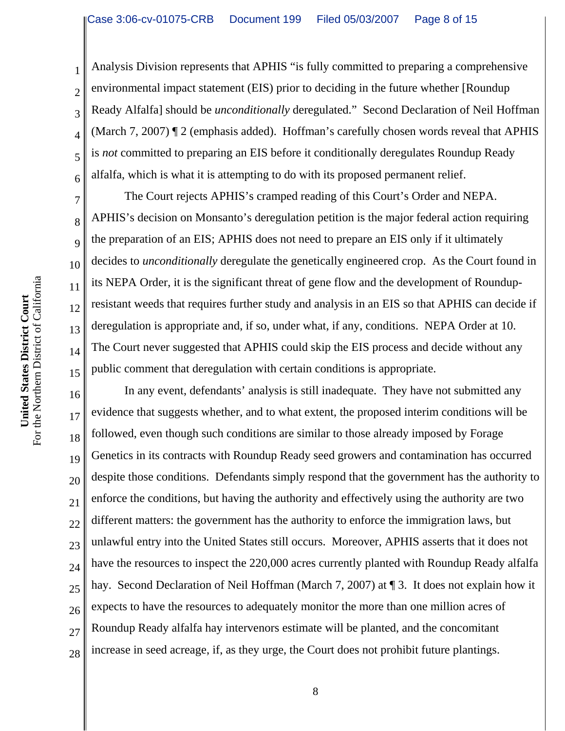Analysis Division represents that APHIS "is fully committed to preparing a comprehensive environmental impact statement (EIS) prior to deciding in the future whether [Roundup Ready Alfalfa] should be *unconditionally* deregulated." Second Declaration of Neil Hoffman (March 7, 2007) ¶ 2 (emphasis added). Hoffman's carefully chosen words reveal that APHIS is *not* committed to preparing an EIS before it conditionally deregulates Roundup Ready alfalfa, which is what it is attempting to do with its proposed permanent relief.

The Court rejects APHIS's cramped reading of this Court's Order and NEPA. APHIS's decision on Monsanto's deregulation petition is the major federal action requiring the preparation of an EIS; APHIS does not need to prepare an EIS only if it ultimately decides to *unconditionally* deregulate the genetically engineered crop. As the Court found in its NEPA Order, it is the significant threat of gene flow and the development of Roundup-resistant weeds that requires further study and analysis in an EIS so that APHIS can decide if deregulation is appropriate and, if so, under what, if any, conditions. NEPA Order at 10. The Court never suggested that APHIS could skip the EIS process and decide without any public comment that deregulation with certain conditions is appropriate.

In any event, defendants' analysis is still inadequate. They have not submitted any evidence that suggests whether, and to what extent, the proposed interim conditions will be followed, even though such conditions are similar to those already imposed by Forage Genetics in its contracts with Roundup Ready seed growers and contamination has occurred despite those conditions. Defendants simply respond that the government has the authority to enforce the conditions, but having the authority and effectively using the authority are two different matters: the government has the authority to enforce the immigration laws, but unlawful entry into the United States still occurs. Moreover, APHIS asserts that it does not have the resources to inspect the 220,000 acres currently planted with Roundup Ready alfalfa hay. Second Declaration of Neil Hoffman (March 7, 2007) at ¶ 3. It does not explain how it expects to have the resources to adequately monitor the more than one million acres of Roundup Ready alfalfa hay intervenors estimate will be planted, and the concomitant increase in seed acreage, if, as they urge, the Court does not prohibit future plantings.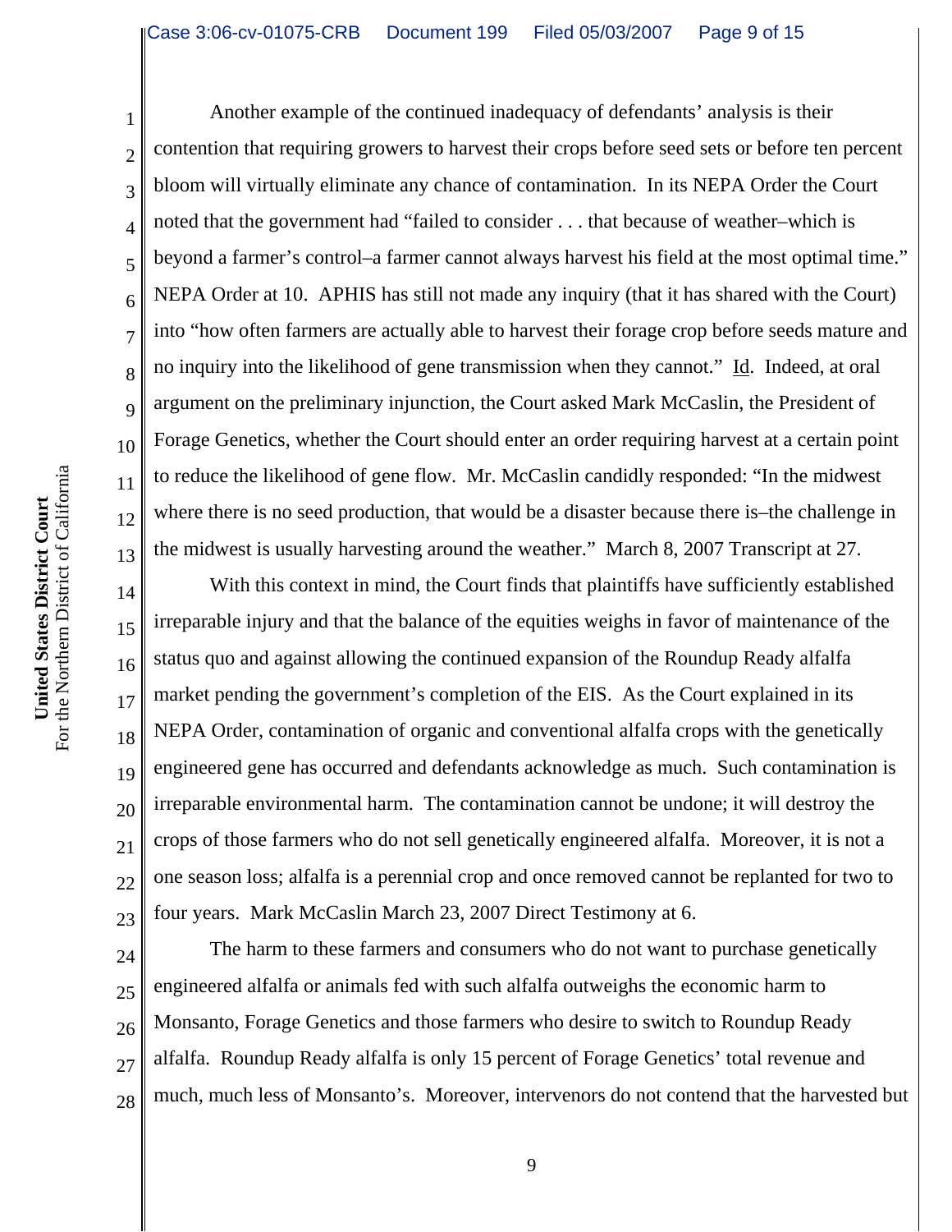Another example of the continued inadequacy of defendants' analysis is their contention that requiring growers to harvest their crops before seed sets or before ten percent bloom will virtually eliminate any chance of contamination. In its NEPA Order the Court noted that the government had "failed to consider . . . that because of weather–which is beyond a farmer's control–a farmer cannot always harvest his field at the most optimal time." NEPA Order at 10. APHIS has still not made any inquiry (that it has shared with the Court) into "how often farmers are actually able to harvest their forage crop before seeds mature and no inquiry into the likelihood of gene transmission when they cannot." Id. Indeed, at oral argument on the preliminary injunction, the Court asked Mark McCaslin, the President of Forage Genetics, whether the Court should enter an order requiring harvest at a certain point to reduce the likelihood of gene flow. Mr. McCaslin candidly responded: "In the midwest where there is no seed production, that would be a disaster because there is–the challenge in the midwest is usually harvesting around the weather." March 8, 2007 Transcript at 27.

With this context in mind, the Court finds that plaintiffs have sufficiently established irreparable injury and that the balance of the equities weighs in favor of maintenance of the status quo and against allowing the continued expansion of the Roundup Ready alfalfa market pending the government's completion of the EIS. As the Court explained in its NEPA Order, contamination of organic and conventional alfalfa crops with the genetically engineered gene has occurred and defendants acknowledge as much. Such contamination is irreparable environmental harm. The contamination cannot be undone; it will destroy the crops of those farmers who do not sell genetically engineered alfalfa. Moreover, it is not a one season loss; alfalfa is a perennial crop and once removed cannot be replanted for two to four years. Mark McCaslin March 23, 2007 Direct Testimony at 6.

The harm to these farmers and consumers who do not want to purchase genetically engineered alfalfa or animals fed with such alfalfa outweighs the economic harm to Monsanto, Forage Genetics and those farmers who desire to switch to Roundup Ready alfalfa. Roundup Ready alfalfa is only 15 percent of Forage Genetics' total revenue and much, much less of Monsanto's. Moreover, intervenors do not contend that the harvested but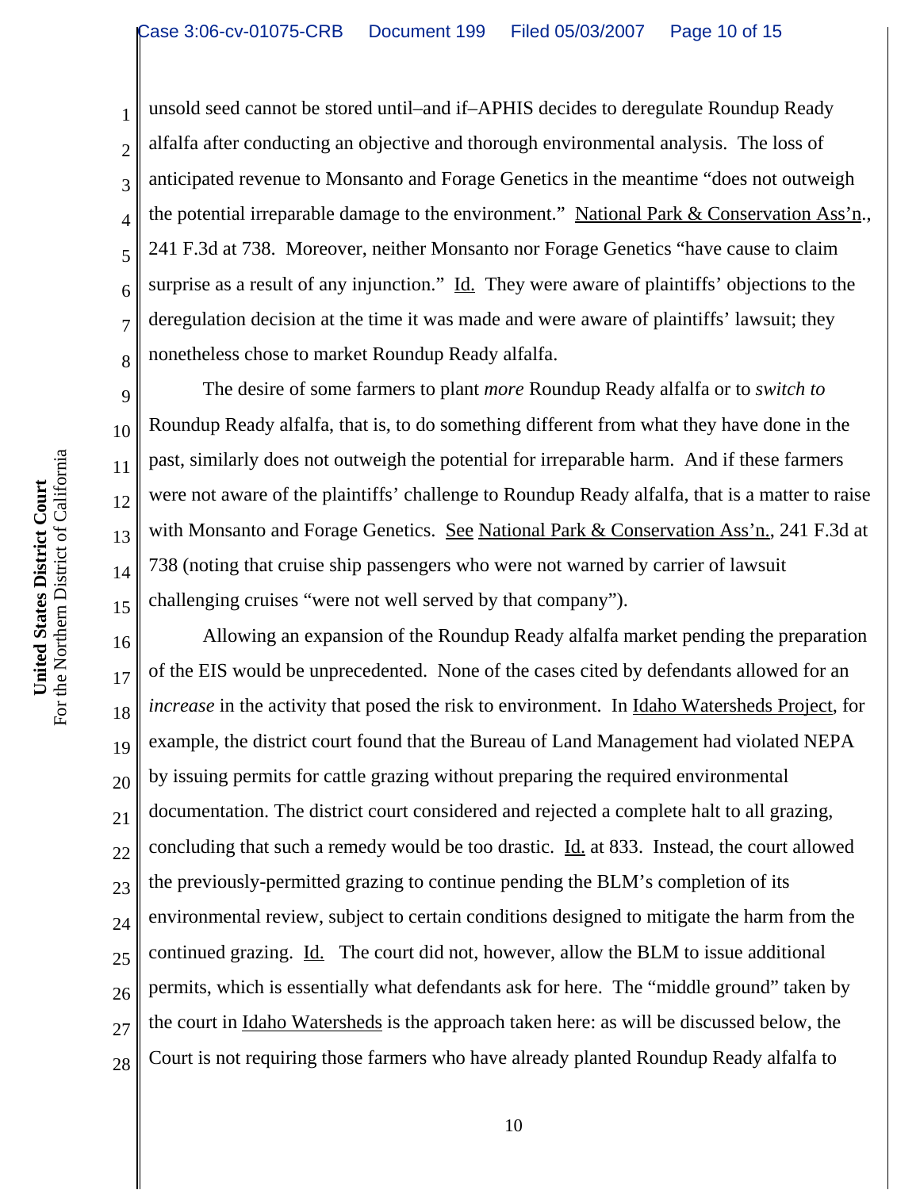unsold seed cannot be stored until–and if–APHIS decides to deregulate Roundup Ready alfalfa after conducting an objective and thorough environmental analysis. The loss of anticipated revenue to Monsanto and Forage Genetics in the meantime "does not outweigh the potential irreparable damage to the environment." National Park & Conservation Ass'n., 241 F.3d at 738. Moreover, neither Monsanto nor Forage Genetics "have cause to claim surprise as a result of any injunction." Id. They were aware of plaintiffs' objections to the deregulation decision at the time it was made and were aware of plaintiffs' lawsuit; they nonetheless chose to market Roundup Ready alfalfa.

The desire of some farmers to plant *more* Roundup Ready alfalfa or to *switch to* Roundup Ready alfalfa, that is, to do something different from what they have done in the past, similarly does not outweigh the potential for irreparable harm. And if these farmers were not aware of the plaintiffs' challenge to Roundup Ready alfalfa, that is a matter to raise with Monsanto and Forage Genetics. See National Park & Conservation Ass'n., 241 F.3d at 738 (noting that cruise ship passengers who were not warned by carrier of lawsuit challenging cruises "were not well served by that company").

Allowing an expansion of the Roundup Ready alfalfa market pending the preparation of the EIS would be unprecedented. None of the cases cited by defendants allowed for an *increase* in the activity that posed the risk to environment. In Idaho Watersheds Project, for example, the district court found that the Bureau of Land Management had violated NEPA by issuing permits for cattle grazing without preparing the required environmental documentation. The district court considered and rejected a complete halt to all grazing, concluding that such a remedy would be too drastic. Id. at 833. Instead, the court allowed the previously-permitted grazing to continue pending the BLM's completion of its environmental review, subject to certain conditions designed to mitigate the harm from the continued grazing. Id. The court did not, however, allow the BLM to issue additional permits, which is essentially what defendants ask for here. The "middle ground" taken by the court in Idaho Watersheds is the approach taken here: as will be discussed below, the Court is not requiring those farmers who have already planted Roundup Ready alfalfa to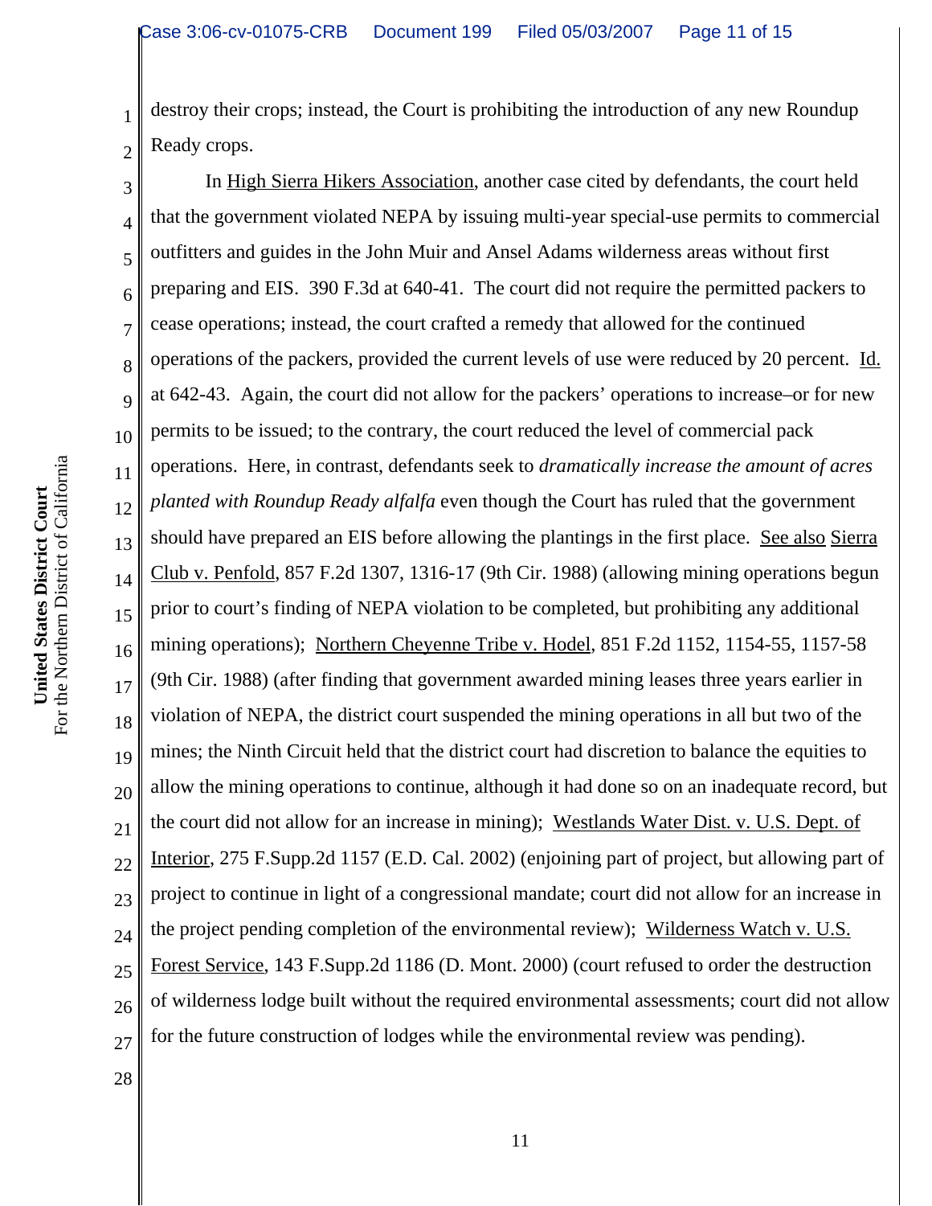destroy their crops; instead, the Court is prohibiting the introduction of any new Roundup Ready crops.

In High Sierra Hikers Association, another case cited by defendants, the court held that the government violated NEPA by issuing multi-year special-use permits to commercial outfitters and guides in the John Muir and Ansel Adams wilderness areas without first preparing and EIS. 390 F.3d at 640-41. The court did not require the permitted packers to cease operations; instead, the court crafted a remedy that allowed for the continued operations of the packers, provided the current levels of use were reduced by 20 percent. Id. at 642-43. Again, the court did not allow for the packers' operations to increase–or for new permits to be issued; to the contrary, the court reduced the level of commercial pack operations. Here, in contrast, defendants seek to *dramatically increase the amount of acres planted with Roundup Ready alfalfa* even though the Court has ruled that the government should have prepared an EIS before allowing the plantings in the first place. See also Sierra Club v. Penfold, 857 F.2d 1307, 1316-17 (9th Cir. 1988) (allowing mining operations begun prior to court's finding of NEPA violation to be completed, but prohibiting any additional mining operations); Northern Cheyenne Tribe v. Hodel, 851 F.2d 1152, 1154-55, 1157-58 (9th Cir. 1988) (after finding that government awarded mining leases three years earlier in violation of NEPA, the district court suspended the mining operations in all but two of the mines; the Ninth Circuit held that the district court had discretion to balance the equities to allow the mining operations to continue, although it had done so on an inadequate record, but the court did not allow for an increase in mining); Westlands Water Dist. v. U.S. Dept. of Interior, 275 F.Supp.2d 1157 (E.D. Cal. 2002) (enjoining part of project, but allowing part of project to continue in light of a congressional mandate; court did not allow for an increase in the project pending completion of the environmental review); Wilderness Watch v. U.S. Forest Service, 143 F.Supp.2d 1186 (D. Mont. 2000) (court refused to order the destruction of wilderness lodge built without the required environmental assessments; court did not allow for the future construction of lodges while the environmental review was pending).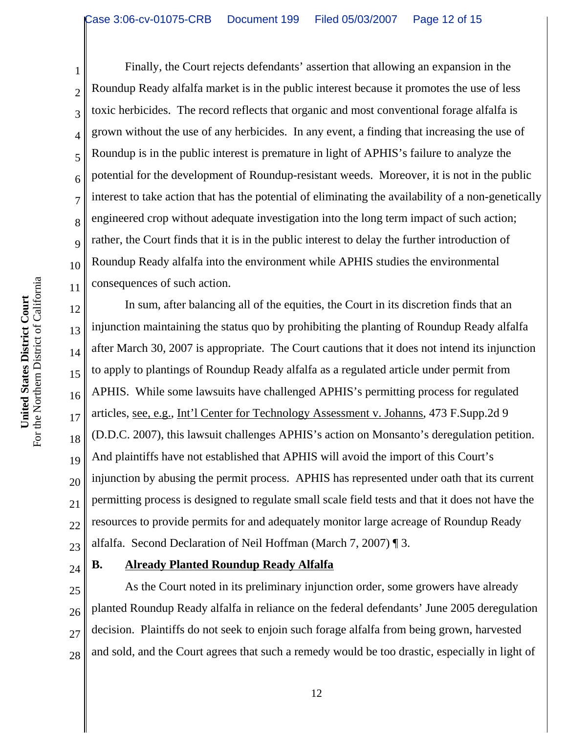Finally, the Court rejects defendants' assertion that allowing an expansion in the Roundup Ready alfalfa market is in the public interest because it promotes the use of less toxic herbicides. The record reflects that organic and most conventional forage alfalfa is grown without the use of any herbicides. In any event, a finding that increasing the use of Roundup is in the public interest is premature in light of APHIS's failure to analyze the potential for the development of Roundup-resistant weeds. Moreover, it is not in the public interest to take action that has the potential of eliminating the availability of a non-genetically engineered crop without adequate investigation into the long term impact of such action; rather, the Court finds that it is in the public interest to delay the further introduction of Roundup Ready alfalfa into the environment while APHIS studies the environmental consequences of such action.

In sum, after balancing all of the equities, the Court in its discretion finds that an injunction maintaining the status quo by prohibiting the planting of Roundup Ready alfalfa after March 30, 2007 is appropriate. The Court cautions that it does not intend its injunction to apply to plantings of Roundup Ready alfalfa as a regulated article under permit from APHIS. While some lawsuits have challenged APHIS's permitting process for regulated articles, see, e.g., Int'l Center for Technology Assessment v. Johanns, 473 F.Supp.2d 9 (D.D.C. 2007), this lawsuit challenges APHIS's action on Monsanto's deregulation petition. And plaintiffs have not established that APHIS will avoid the import of this Court's injunction by abusing the permit process. APHIS has represented under oath that its current permitting process is designed to regulate small scale field tests and that it does not have the resources to provide permits for and adequately monitor large acreage of Roundup Ready alfalfa. Second Declaration of Neil Hoffman (March 7, 2007) ¶ 3.

## B. Already Planted Roundup Ready Alfalfa

As the Court noted in its preliminary injunction order, some growers have already planted Roundup Ready alfalfa in reliance on the federal defendants' June 2005 deregulation decision. Plaintiffs do not seek to enjoin such forage alfalfa from being grown, harvested and sold, and the Court agrees that such a remedy would be too drastic, especially in light of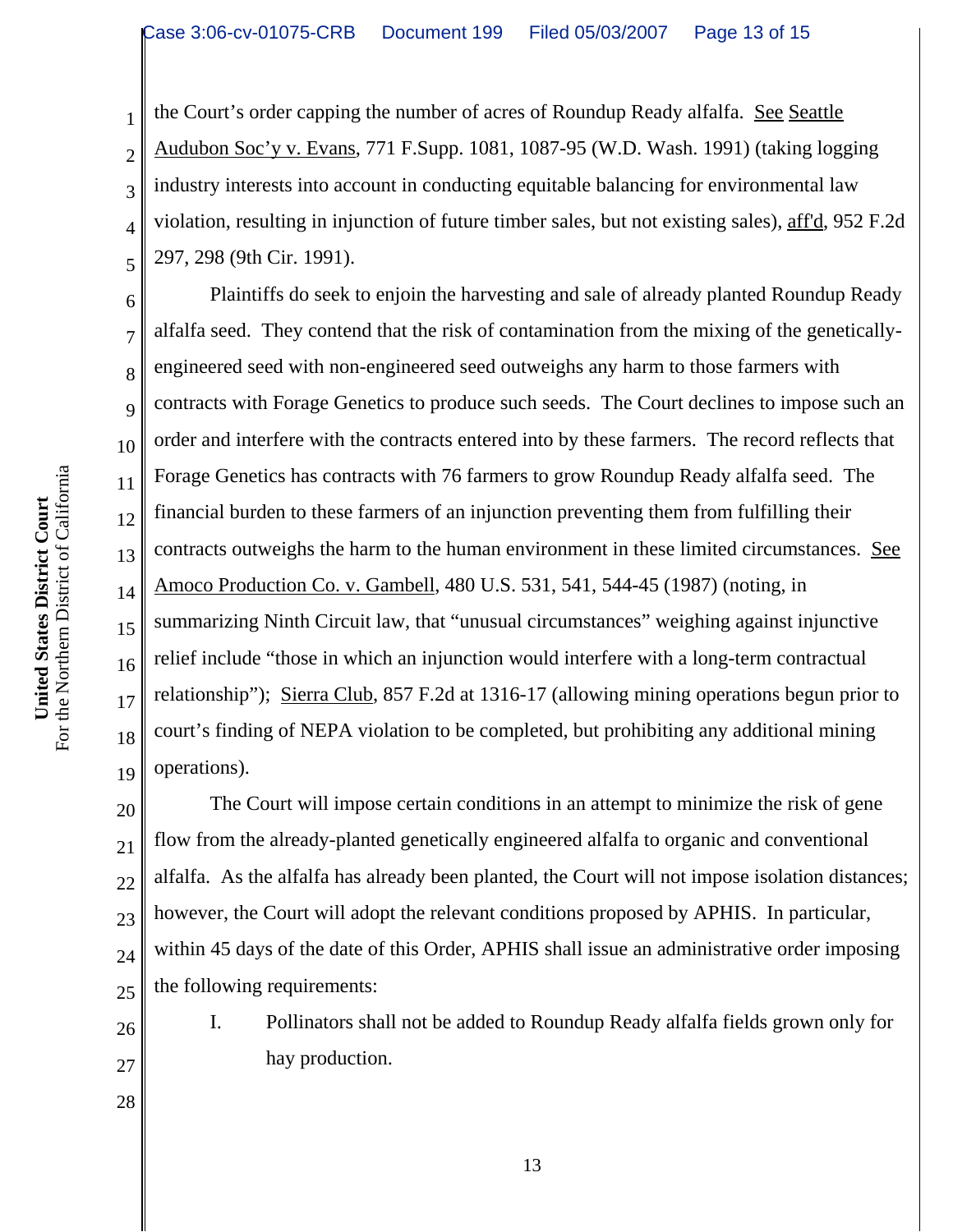the Court's order capping the number of acres of Roundup Ready alfalfa. See Seattle Audubon Soc'y v. Evans, 771 F.Supp. 1081, 1087-95 (W.D. Wash. 1991) (taking logging industry interests into account in conducting equitable balancing for environmental law violation, resulting in injunction of future timber sales, but not existing sales), aff'd, 952 F.2d 297, 298 (9th Cir. 1991).

Plaintiffs do seek to enjoin the harvesting and sale of already planted Roundup Ready alfalfa seed. They contend that the risk of contamination from the mixing of the genetically-engineered seed with non-engineered seed outweighs any harm to those farmers with contracts with Forage Genetics to produce such seeds. The Court declines to impose such an order and interfere with the contracts entered into by these farmers. The record reflects that Forage Genetics has contracts with 76 farmers to grow Roundup Ready alfalfa seed. The financial burden to these farmers of an injunction preventing them from fulfilling their contracts outweighs the harm to the human environment in these limited circumstances. See Amoco Production Co. v. Gambell, 480 U.S. 531, 541, 544-45 (1987) (noting, in summarizing Ninth Circuit law, that "unusual circumstances" weighing against injunctive relief include "those in which an injunction would interfere with a long-term contractual relationship"); Sierra Club, 857 F.2d at 1316-17 (allowing mining operations begun prior to court's finding of NEPA violation to be completed, but prohibiting any additional mining operations).

The Court will impose certain conditions in an attempt to minimize the risk of gene flow from the already-planted genetically engineered alfalfa to organic and conventional alfalfa. As the alfalfa has already been planted, the Court will not impose isolation distances; however, the Court will adopt the relevant conditions proposed by APHIS. In particular, within 45 days of the date of this Order, APHIS shall issue an administrative order imposing the following requirements:

I. Pollinators shall not be added to Roundup Ready alfalfa fields grown only for hay production.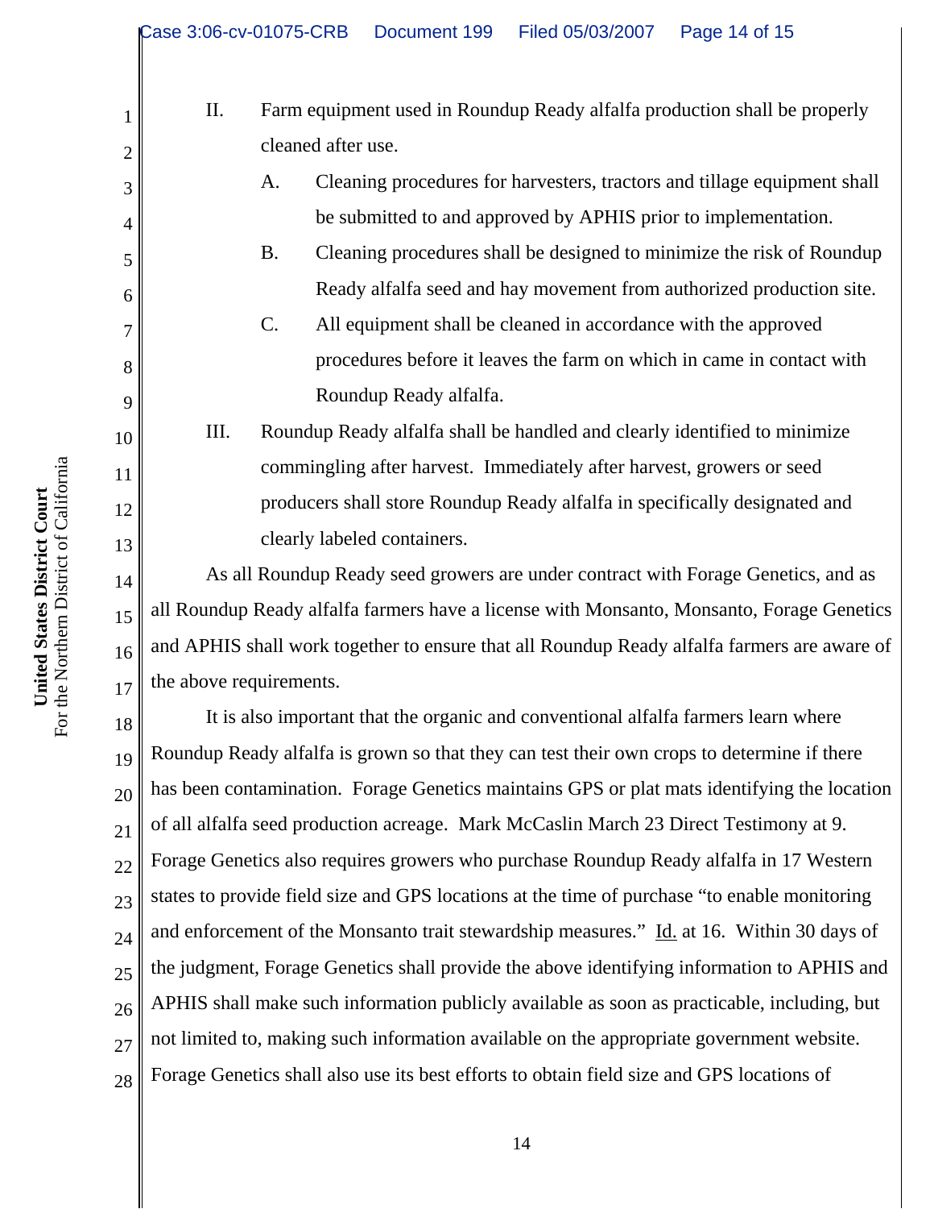II. Farm equipment used in Roundup Ready alfalfa production shall be properly cleaned after use.

   A. Cleaning procedures for harvesters, tractors and tillage equipment shall be submitted to and approved by APHIS prior to implementation.

   B. Cleaning procedures shall be designed to minimize the risk of Roundup Ready alfalfa seed and hay movement from authorized production site.

   C. All equipment shall be cleaned in accordance with the approved procedures before it leaves the farm on which in came in contact with Roundup Ready alfalfa.

III. Roundup Ready alfalfa shall be handled and clearly identified to minimize commingling after harvest. Immediately after harvest, growers or seed producers shall store Roundup Ready alfalfa in specifically designated and clearly labeled containers.

As all Roundup Ready seed growers are under contract with Forage Genetics, and as all Roundup Ready alfalfa farmers have a license with Monsanto, Monsanto, Forage Genetics and APHIS shall work together to ensure that all Roundup Ready alfalfa farmers are aware of the above requirements.

It is also important that the organic and conventional alfalfa farmers learn where Roundup Ready alfalfa is grown so that they can test their own crops to determine if there has been contamination. Forage Genetics maintains GPS or plat mats identifying the location of all alfalfa seed production acreage. Mark McCaslin March 23 Direct Testimony at 9. Forage Genetics also requires growers who purchase Roundup Ready alfalfa in 17 Western states to provide field size and GPS locations at the time of purchase "to enable monitoring and enforcement of the Monsanto trait stewardship measures." Id. at 16. Within 30 days of the judgment, Forage Genetics shall provide the above identifying information to APHIS and APHIS shall make such information publicly available as soon as practicable, including, but not limited to, making such information available on the appropriate government website. Forage Genetics shall also use its best efforts to obtain field size and GPS locations of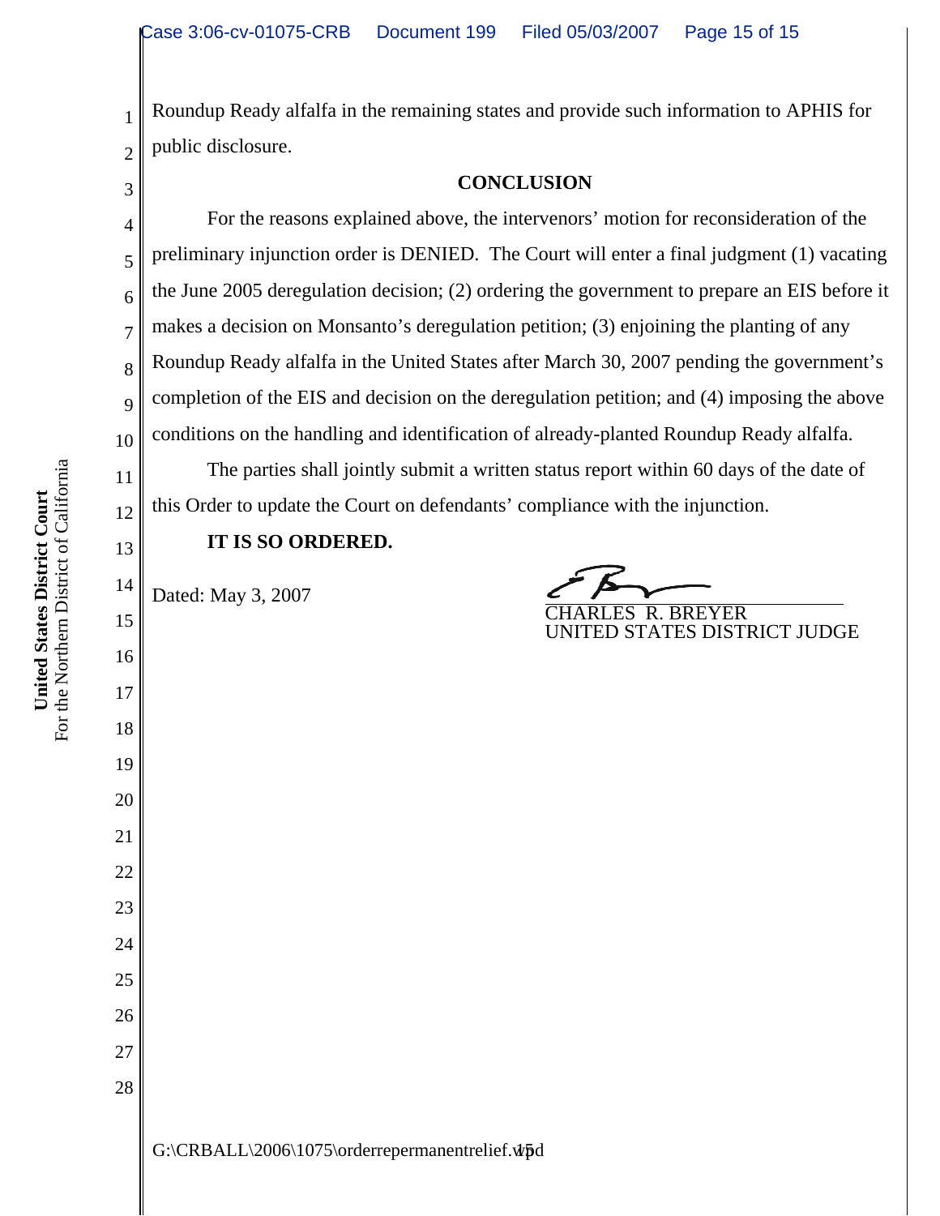Roundup Ready alfalfa in the remaining states and provide such information to APHIS for public disclosure.

**CONCLUSION**

For the reasons explained above, the intervenors' motion for reconsideration of the preliminary injunction order is DENIED. The Court will enter a final judgment (1) vacating the June 2005 deregulation decision; (2) ordering the government to prepare an EIS before it makes a decision on Monsanto's deregulation petition; (3) enjoining the planting of any Roundup Ready alfalfa in the United States after March 30, 2007 pending the government's completion of the EIS and decision on the deregulation petition; and (4) imposing the above conditions on the handling and identification of already-planted Roundup Ready alfalfa.

The parties shall jointly submit a written status report within 60 days of the date of this Order to update the Court on defendants' compliance with the injunction.

**IT IS SO ORDERED.**

Dated: May 3, 2007

CHARLES R. BREYER
UNITED STATES DISTRICT JUDGE

G:\CRBALL\2006\1075\orderrepermanentrelief.wpd